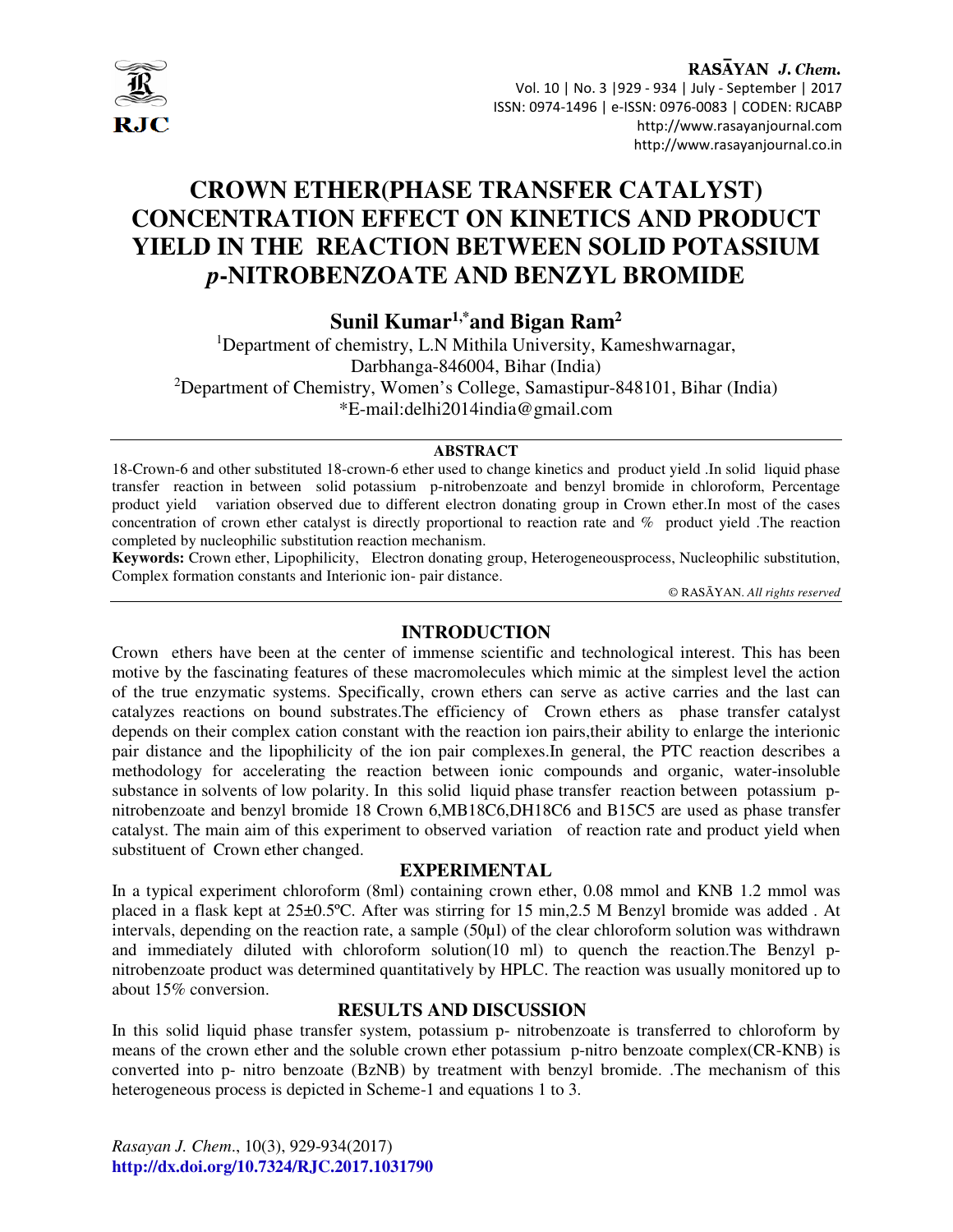# CROWN ETHER(PHASE TRANSFER CATALYST) CONCENTRATION EFFECT ON KINETICS AND PRODUCT YIELD IN THE REACTION BETWEEN SOLID POTASSIUM *p*-NITROBENZOATE AND BENZYL BROMIDE

**Sunil Kumar[1,*] and Bigan Ram[2]**

[1]Department of chemistry, L.N Mithila University, Kameshwarnagar, Darbhanga-846004, Bihar (India)

[2]Department of Chemistry, Women's College, Samastipur-848101, Bihar (India)

*E-mail:delhi2014india@gmail.com

## ABSTRACT

18-Crown-6 and other substituted 18-crown-6 ether used to change kinetics and product yield .In solid liquid phase transfer reaction in between solid potassium p-nitrobenzoate and benzyl bromide in chloroform, Percentage product yield variation observed due to different electron donating group in Crown ether.In most of the cases concentration of crown ether catalyst is directly proportional to reaction rate and % product yield .The reaction completed by nucleophilic substitution reaction mechanism.

**Keywords:** Crown ether, Lipophilicity, Electron donating group, Heterogeneousprocess, Nucleophilic substitution, Complex formation constants and Interionic ion- pair distance.

© RASĀYAN. *All rights reserved*

## INTRODUCTION

Crown ethers have been at the center of immense scientific and technological interest. This has been motive by the fascinating features of these macromolecules which mimic at the simplest level the action of the true enzymatic systems. Specifically, crown ethers can serve as active carries and the last can catalyzes reactions on bound substrates.The efficiency of Crown ethers as phase transfer catalyst depends on their complex cation constant with the reaction ion pairs,their ability to enlarge the interionic pair distance and the lipophilicity of the ion pair complexes.In general, the PTC reaction describes a methodology for accelerating the reaction between ionic compounds and organic, water-insoluble substance in solvents of low polarity. In this solid liquid phase transfer reaction between potassium p-nitrobenzoate and benzyl bromide 18 Crown 6,MB18C6,DH18C6 and B15C5 are used as phase transfer catalyst. The main aim of this experiment to observed variation of reaction rate and product yield when substituent of Crown ether changed.

## EXPERIMENTAL

In a typical experiment chloroform (8ml) containing crown ether, 0.08 mmol and KNB 1.2 mmol was placed in a flask kept at 25±0.5ºC. After was stirring for 15 min,2.5 M Benzyl bromide was added . At intervals, depending on the reaction rate, a sample (50μl) of the clear chloroform solution was withdrawn and immediately diluted with chloroform solution(10 ml) to quench the reaction.The Benzyl p-nitrobenzoate product was determined quantitatively by HPLC. The reaction was usually monitored up to about 15% conversion.

## RESULTS AND DISCUSSION

In this solid liquid phase transfer system, potassium p- nitrobenzoate is transferred to chloroform by means of the crown ether and the soluble crown ether potassium p-nitro benzoate complex(CR-KNB) is converted into p- nitro benzoate (BzNB) by treatment with benzyl bromide. .The mechanism of this heterogeneous process is depicted in Scheme-1 and equations 1 to 3.

*Rasayan J. Chem.*, 10(3), 929-934(2017)

**http://dx.doi.org/10.7324/RJC.2017.1031790**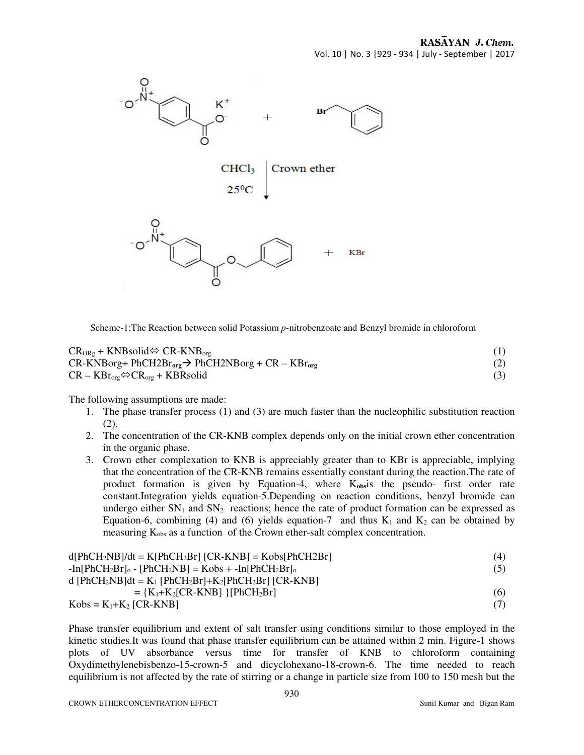Scheme-1:The Reaction between solid Potassium *p*-nitrobenzoate and Benzyl bromide in chloroform

$$CR_{ORg} + KNBsolid \Leftrightarrow CR\text{-}KNB_{org} \quad (1)$$

$$CR\text{-}KNBorg + PhCH2Br_{\mathbf{org}} \rightarrow PhCH2NBorg + CR - KBr_{\mathbf{org}} \quad (2)$$

$$CR - KBr_{org} \Leftrightarrow CR_{org} + KBRsolid \quad (3)$$

The following assumptions are made:

1. The phase transfer process (1) and (3) are much faster than the nucleophilic substitution reaction (2).
2. The concentration of the CR-KNB complex depends only on the initial crown ether concentration in the organic phase.
3. Crown ether complexation to KNB is appreciably greater than to KBr is appreciable, implying that the concentration of the CR-KNB remains essentially constant during the reaction.The rate of product formation is given by Equation-4, where $K_{\mathbf{obs}}$is the pseudo- first order rate constant.Integration yields equation-5.Depending on reaction conditions, benzyl bromide can undergo either $SN_1$ and $SN_2$ reactions; hence the rate of product formation can be expressed as Equation-6, combining (4) and (6) yields equation-7 and thus $K_1$ and $K_2$ can be obtained by measuring $K_{obs}$ as a function of the Crown ether-salt complex concentration.

$$d[PhCH_2NB]/dt = K[PhCH_2Br]\,[CR\text{-}KNB] = Kobs[PhCH2Br] \quad (4)$$

$$-In[PhCH_2Br]_o - [PhCH_2NB] = Kobs + -In[PhCH_2Br]_o \quad (5)$$

$$d\,[PhCH_2NB]dt = K_1\,[PhCH_2Br]+K_2[PhCH_2Br]\,[CR\text{-}KNB] = \{K_1+K_2[CR\text{-}KNB]\}[PhCH_2Br] \quad (6)$$

$$Kobs = K_1+K_2\,[CR\text{-}KNB] \quad (7)$$

Phase transfer equilibrium and extent of salt transfer using conditions similar to those employed in the kinetic studies.It was found that phase transfer equilibrium can be attained within 2 min. Figure-1 shows plots of UV absorbance versus time for transfer of KNB to chloroform containing Oxydimethylenebisbenzo-15-crown-5 and dicyclohexano-18-crown-6. The time needed to reach equilibrium is not affected by the rate of stirring or a change in particle size from 100 to 150 mesh but the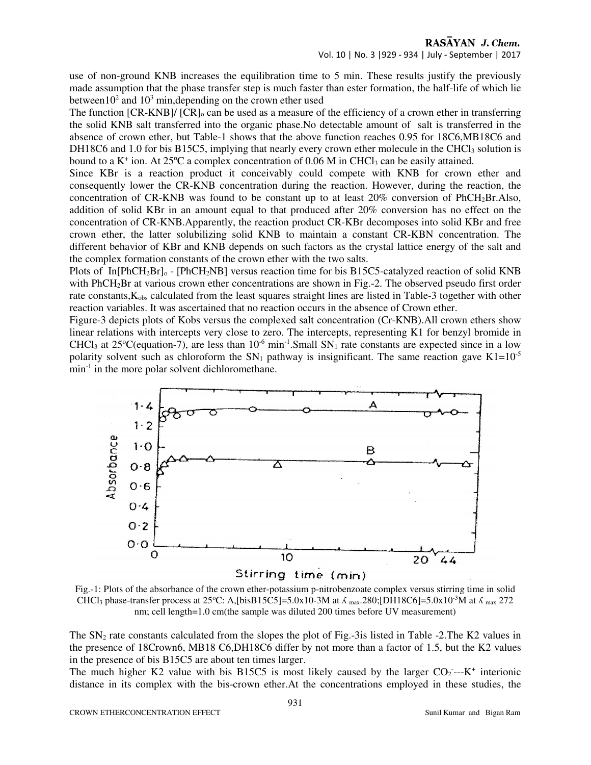use of non-ground KNB increases the equilibration time to 5 min. These results justify the previously made assumption that the phase transfer step is much faster than ester formation, the half-life of which lie between$10^2$ and $10^3$ min,depending on the crown ether used

The function [CR-KNB]/ $[CR]_o$ can be used as a measure of the efficiency of a crown ether in transferring the solid KNB salt transferred into the organic phase.No detectable amount of salt is transferred in the absence of crown ether, but Table-1 shows that the above function reaches 0.95 for 18C6,MB18C6 and DH18C6 and 1.0 for bis B15C5, implying that nearly every crown ether molecule in the $CHCl_3$ solution is bound to a $K^+$ ion. At 25ºC a complex concentration of 0.06 M in $CHCl_3$ can be easily attained.

Since KBr is a reaction product it conceivably could compete with KNB for crown ether and consequently lower the CR-KNB concentration during the reaction. However, during the reaction, the concentration of CR-KNB was found to be constant up to at least 20% conversion of $PhCH_2Br$.Also, addition of solid KBr in an amount equal to that produced after 20% conversion has no effect on the concentration of CR-KNB.Apparently, the reaction product CR-KBr decomposes into solid KBr and free crown ether, the latter solubilizing solid KNB to maintain a constant CR-KBN concentration. The different behavior of KBr and KNB depends on such factors as the crystal lattice energy of the salt and the complex formation constants of the crown ether with the two salts.

Plots of $\ln[PhCH_2Br]_o$ - $[PhCH_2NB]$ versus reaction time for bis B15C5-catalyzed reaction of solid KNB with $PhCH_2Br$ at various crown ether concentrations are shown in Fig.-2. The observed pseudo first order rate constants,$K_{obs}$ calculated from the least squares straight lines are listed in Table-3 together with other reaction variables. It was ascertained that no reaction occurs in the absence of Crown ether.

Figure-3 depicts plots of Kobs versus the complexed salt concentration (Cr-KNB).All crown ethers show linear relations with intercepts very close to zero. The intercepts, representing K1 for benzyl bromide in $CHCl_3$ at 25ºC(equation-7), are less than $10^{-6}$ $min^{-1}$.Small $SN_1$ rate constants are expected since in a low polarity solvent such as chloroform the $SN_1$ pathway is insignificant. The same reaction gave $K1=10^{-5}$ $min^{-1}$ in the more polar solvent dichloromethane.

Fig.-1: Plots of the absorbance of the crown ether-potassium p-nitrobenzoate complex versus stirring time in solid $CHCl_3$ phase-transfer process at 25ºC: A,[bisB15C5]=5.0x10-3M at $\lambda_{max}$.280;[DH18C6]=5.0x$10^{-3}$M at $\lambda_{max}$ 272 nm; cell length=1.0 cm(the sample was diluted 200 times before UV measurement)

The $SN_2$ rate constants calculated from the slopes the plot of Fig.-3is listed in Table -2.The K2 values in the presence of 18Crown6, MB18 C6,DH18C6 differ by not more than a factor of 1.5, but the K2 values in the presence of bis B15C5 are about ten times larger.

The much higher K2 value with bis B15C5 is most likely caused by the larger $CO_2^-$---$K^+$ interionic distance in its complex with the bis-crown ether.At the concentrations employed in these studies, the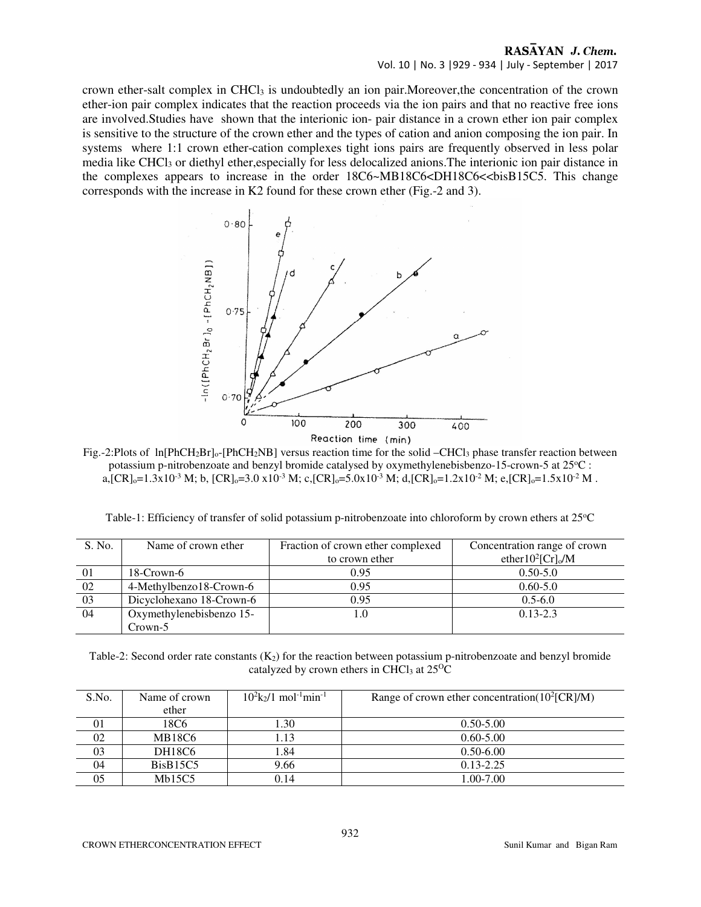crown ether-salt complex in $CHCl_3$ is undoubtedly an ion pair.Moreover,the concentration of the crown ether-ion pair complex indicates that the reaction proceeds via the ion pairs and that no reactive free ions are involved.Studies have shown that the interionic ion- pair distance in a crown ether ion pair complex is sensitive to the structure of the crown ether and the types of cation and anion composing the ion pair. In systems where 1:1 crown ether-cation complexes tight ions pairs are frequently observed in less polar media like $CHCl_3$ or diethyl ether,especially for less delocalized anions.The interionic ion pair distance in the complexes appears to increase in the order 18C6~MB18C6<DH18C6<<bisB15C5. This change corresponds with the increase in K2 found for these crown ether (Fig.-2 and 3).

Fig.-2:Plots of $\ln[PhCH_2Br]_o$-$[PhCH_2NB]$ versus reaction time for the solid –$CHCl_3$ phase transfer reaction between potassium p-nitrobenzoate and benzyl bromide catalysed by oxymethylenebisbenzo-15-crown-5 at 25°C : a,$[CR]_o$=1.3x10$^{-3}$ M; b, $[CR]_o$=3.0 x10$^{-3}$ M; c,$[CR]_o$=5.0x10$^{-3}$ M; d,$[CR]_o$=1.2x10$^{-2}$ M; e,$[CR]_o$=1.5x10$^{-2}$ M .

Table-1: Efficiency of transfer of solid potassium p-nitrobenzoate into chloroform by crown ethers at 25°C

| S. No. | Name of crown ether | Fraction of crown ether complexed to crown ether | Concentration range of crown ether$10^2[Cr]_o$/M |
|---|---|---|---|
| 01 | 18-Crown-6 | 0.95 | 0.50-5.0 |
| 02 | 4-Methylbenzo18-Crown-6 | 0.95 | 0.60-5.0 |
| 03 | Dicyclohexano 18-Crown-6 | 0.95 | 0.5-6.0 |
| 04 | Oxymethylenebisbenzo 15-Crown-5 | 1.0 | 0.13-2.3 |

Table-2: Second order rate constants ($K_2$) for the reaction between potassium p-nitrobenzoate and benzyl bromide catalyzed by crown ethers in $CHCl_3$ at 25°C

| S.No. | Name of crown ether | $10^2k_2$/1 mol$^{-1}$min$^{-1}$ | Range of crown ether concentration($10^2$[CR]/M) |
|---|---|---|---|
| 01 | 18C6 | 1.30 | 0.50-5.00 |
| 02 | MB18C6 | 1.13 | 0.60-5.00 |
| 03 | DH18C6 | 1.84 | 0.50-6.00 |
| 04 | BisB15C5 | 9.66 | 0.13-2.25 |
| 05 | Mb15C5 | 0.14 | 1.00-7.00 |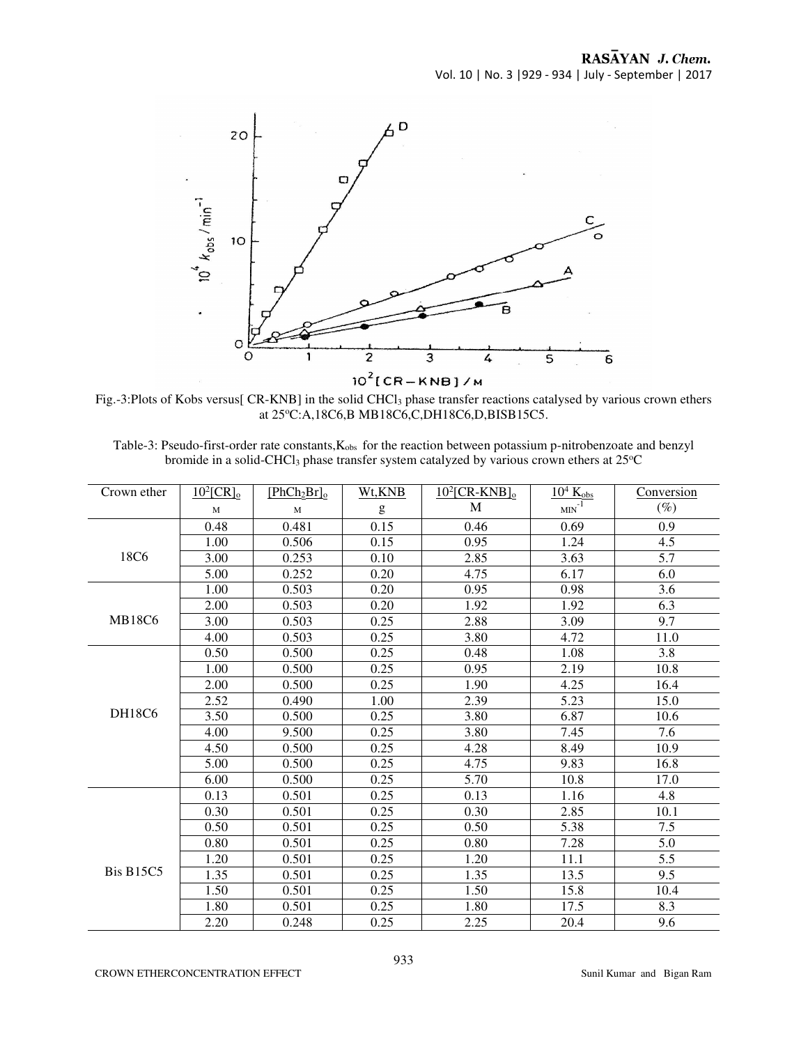Fig.-3:Plots of Kobs versus[ CR-KNB] in the solid $CHCl_3$ phase transfer reactions catalysed by various crown ethers at 25°C:A,18C6,B MB18C6,C,DH18C6,D,BISB15C5.

Table-3: Pseudo-first-order rate constants,$K_{obs}$ for the reaction between potassium p-nitrobenzoate and benzyl bromide in a solid-$CHCl_3$ phase transfer system catalyzed by various crown ethers at 25°C

| Crown ether | $10^2[CR]_o$ M | $[PhCh_2Br]_o$ M | Wt,KNB g | $10^2[CR\text{-}KNB]_o$ M | $10^4$ $K_{obs}$ $MIN^{-1}$ | Conversion (%) |
|---|---|---|---|---|---|---|
| 18C6 | 0.48 | 0.481 | 0.15 | 0.46 | 0.69 | 0.9 |
| | 1.00 | 0.506 | 0.15 | 0.95 | 1.24 | 4.5 |
| | 3.00 | 0.253 | 0.10 | 2.85 | 3.63 | 5.7 |
| | 5.00 | 0.252 | 0.20 | 4.75 | 6.17 | 6.0 |
| MB18C6 | 1.00 | 0.503 | 0.20 | 0.95 | 0.98 | 3.6 |
| | 2.00 | 0.503 | 0.20 | 1.92 | 1.92 | 6.3 |
| | 3.00 | 0.503 | 0.25 | 2.88 | 3.09 | 9.7 |
| | 4.00 | 0.503 | 0.25 | 3.80 | 4.72 | 11.0 |
| DH18C6 | 0.50 | 0.500 | 0.25 | 0.48 | 1.08 | 3.8 |
| | 1.00 | 0.500 | 0.25 | 0.95 | 2.19 | 10.8 |
| | 2.00 | 0.500 | 0.25 | 1.90 | 4.25 | 16.4 |
| | 2.52 | 0.490 | 1.00 | 2.39 | 5.23 | 15.0 |
| | 3.50 | 0.500 | 0.25 | 3.80 | 6.87 | 10.6 |
| | 4.00 | 9.500 | 0.25 | 3.80 | 7.45 | 7.6 |
| | 4.50 | 0.500 | 0.25 | 4.28 | 8.49 | 10.9 |
| | 5.00 | 0.500 | 0.25 | 4.75 | 9.83 | 16.8 |
| | 6.00 | 0.500 | 0.25 | 5.70 | 10.8 | 17.0 |
| Bis B15C5 | 0.13 | 0.501 | 0.25 | 0.13 | 1.16 | 4.8 |
| | 0.30 | 0.501 | 0.25 | 0.30 | 2.85 | 10.1 |
| | 0.50 | 0.501 | 0.25 | 0.50 | 5.38 | 7.5 |
| | 0.80 | 0.501 | 0.25 | 0.80 | 7.28 | 5.0 |
| | 1.20 | 0.501 | 0.25 | 1.20 | 11.1 | 5.5 |
| | 1.35 | 0.501 | 0.25 | 1.35 | 13.5 | 9.5 |
| | 1.50 | 0.501 | 0.25 | 1.50 | 15.8 | 10.4 |
| | 1.80 | 0.501 | 0.25 | 1.80 | 17.5 | 8.3 |
| | 2.20 | 0.248 | 0.25 | 2.25 | 20.4 | 9.6 |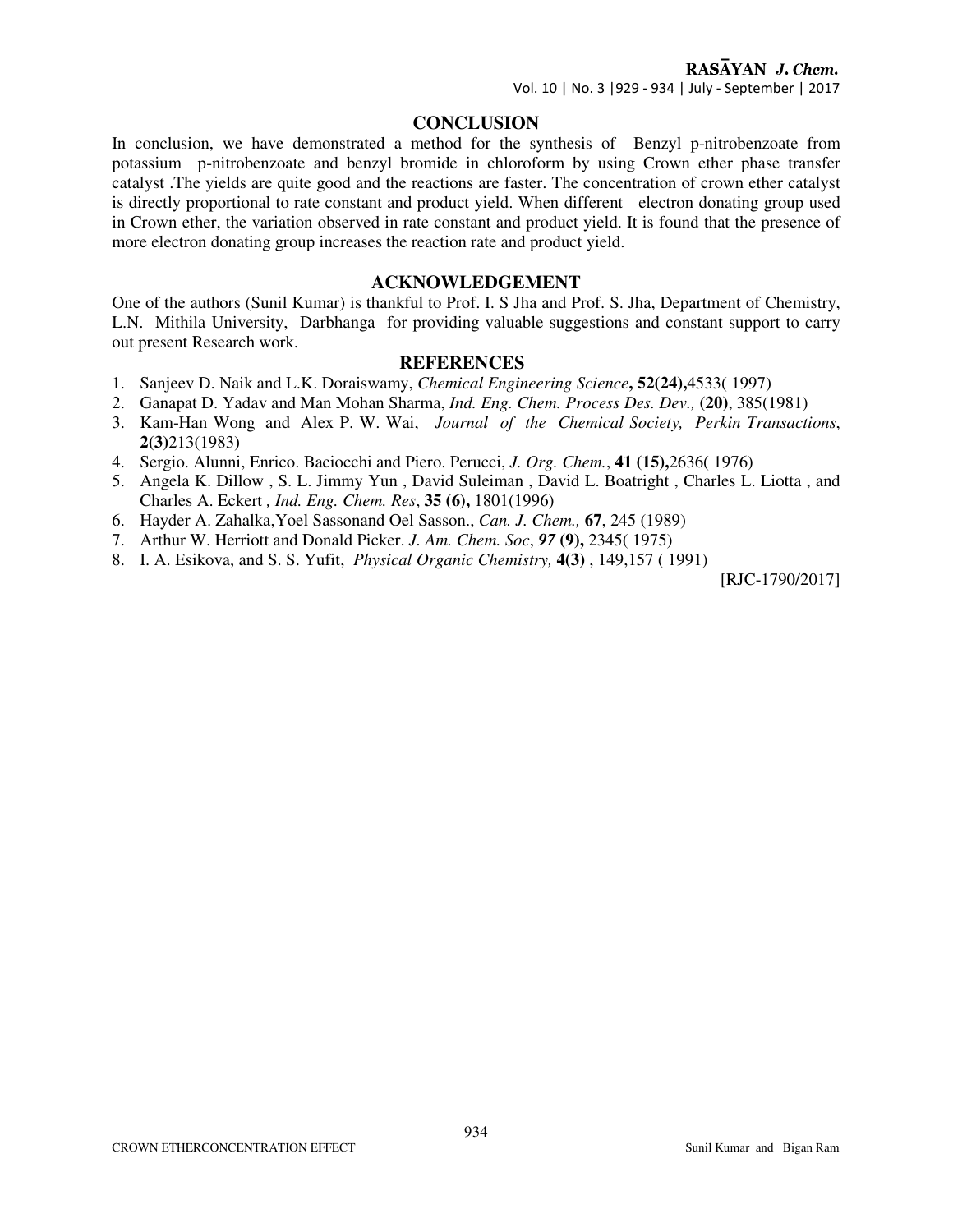## CONCLUSION

In conclusion, we have demonstrated a method for the synthesis of Benzyl p-nitrobenzoate from potassium p-nitrobenzoate and benzyl bromide in chloroform by using Crown ether phase transfer catalyst .The yields are quite good and the reactions are faster. The concentration of crown ether catalyst is directly proportional to rate constant and product yield. When different electron donating group used in Crown ether, the variation observed in rate constant and product yield. It is found that the presence of more electron donating group increases the reaction rate and product yield.

## ACKNOWLEDGEMENT

One of the authors (Sunil Kumar) is thankful to Prof. I. S Jha and Prof. S. Jha, Department of Chemistry, L.N. Mithila University, Darbhanga for providing valuable suggestions and constant support to carry out present Research work.

## REFERENCES

1. Sanjeev D. Naik and L.K. Doraiswamy, *Chemical Engineering Science*, **52(24),**4533( 1997)
2. Ganapat D. Yadav and Man Mohan Sharma, *Ind. Eng. Chem. Process Des. Dev.,* **(20)**, 385(1981)
3. Kam-Han Wong and Alex P. W. Wai, *Journal of the Chemical Society, Perkin Transactions*, **2(3)**213(1983)
4. Sergio. Alunni, Enrico. Baciocchi and Piero. Perucci, *J. Org. Chem.*, **41 (15),**2636( 1976)
5. Angela K. Dillow , S. L. Jimmy Yun , David Suleiman , David L. Boatright , Charles L. Liotta , and Charles A. Eckert , *Ind. Eng. Chem. Res*, **35 (6),** 1801(1996)
6. Hayder A. Zahalka,Yoel Sassonand Oel Sasson., *Can. J. Chem.,* **67**, 245 (1989)
7. Arthur W. Herriott and Donald Picker. *J. Am. Chem. Soc*, ***97*** **(9),** 2345( 1975)
8. I. A. Esikova, and S. S. Yufit, *Physical Organic Chemistry,* **4(3)** , 149,157 ( 1991)

[RJC-1790/2017]